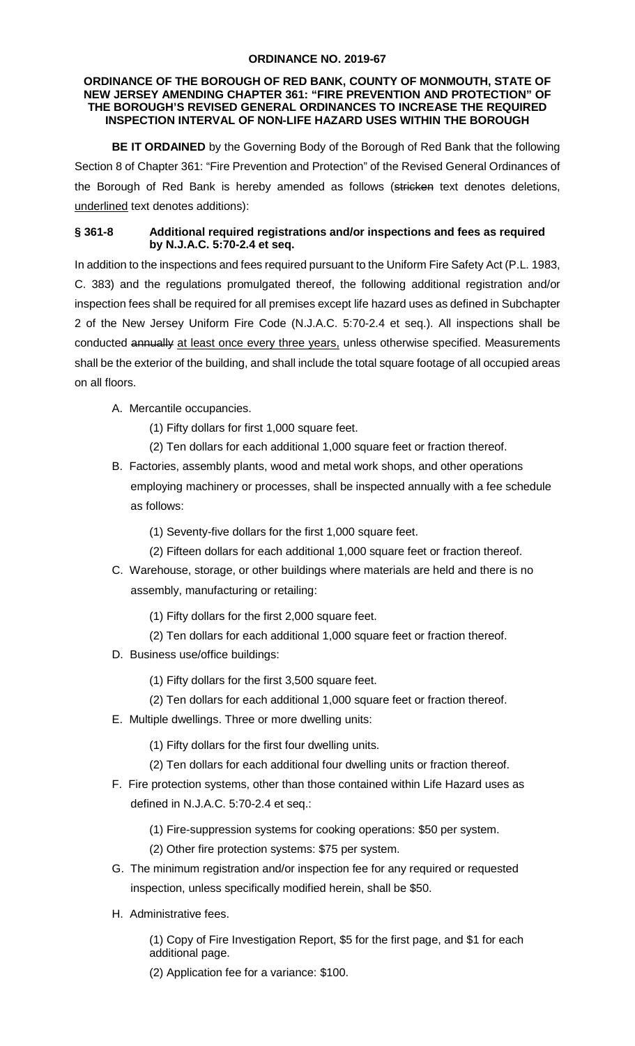**ORDINANCE NO. 2019-67**

**ORDINANCE OF THE BOROUGH OF RED BANK, COUNTY OF MONMOUTH, STATE OF NEW JERSEY AMENDING CHAPTER 361: "FIRE PREVENTION AND PROTECTION" OF THE BOROUGH'S REVISED GENERAL ORDINANCES TO INCREASE THE REQUIRED INSPECTION INTERVAL OF NON-LIFE HAZARD USES WITHIN THE BOROUGH**

**BE IT ORDAINED** by the Governing Body of the Borough of Red Bank that the following Section 8 of Chapter 361: "Fire Prevention and Protection" of the Revised General Ordinances of the Borough of Red Bank is hereby amended as follows (~~stricken~~ text denotes deletions, <u>underlined</u> text denotes additions):

**§ 361-8 Additional required registrations and/or inspections and fees as required by N.J.A.C. 5:70-2.4 et seq.**

In addition to the inspections and fees required pursuant to the Uniform Fire Safety Act (P.L. 1983, C. 383) and the regulations promulgated thereof, the following additional registration and/or inspection fees shall be required for all premises except life hazard uses as defined in Subchapter 2 of the New Jersey Uniform Fire Code (N.J.A.C. 5:70-2.4 et seq.). All inspections shall be conducted ~~annually~~ <u>at least once every three years,</u> unless otherwise specified. Measurements shall be the exterior of the building, and shall include the total square footage of all occupied areas on all floors.

A. Mercantile occupancies.

(1) Fifty dollars for first 1,000 square feet.

(2) Ten dollars for each additional 1,000 square feet or fraction thereof.

B. Factories, assembly plants, wood and metal work shops, and other operations employing machinery or processes, shall be inspected annually with a fee schedule as follows:

(1) Seventy-five dollars for the first 1,000 square feet.

(2) Fifteen dollars for each additional 1,000 square feet or fraction thereof.

C. Warehouse, storage, or other buildings where materials are held and there is no assembly, manufacturing or retailing:

(1) Fifty dollars for the first 2,000 square feet.

(2) Ten dollars for each additional 1,000 square feet or fraction thereof.

D. Business use/office buildings:

(1) Fifty dollars for the first 3,500 square feet.

(2) Ten dollars for each additional 1,000 square feet or fraction thereof.

E. Multiple dwellings. Three or more dwelling units:

(1) Fifty dollars for the first four dwelling units.

(2) Ten dollars for each additional four dwelling units or fraction thereof.

F. Fire protection systems, other than those contained within Life Hazard uses as defined in N.J.A.C. 5:70-2.4 et seq.:

(1) Fire-suppression systems for cooking operations: $50 per system.

(2) Other fire protection systems: $75 per system.

G. The minimum registration and/or inspection fee for any required or requested inspection, unless specifically modified herein, shall be $50.

H. Administrative fees.

(1) Copy of Fire Investigation Report, $5 for the first page, and $1 for each additional page.

(2) Application fee for a variance: $100.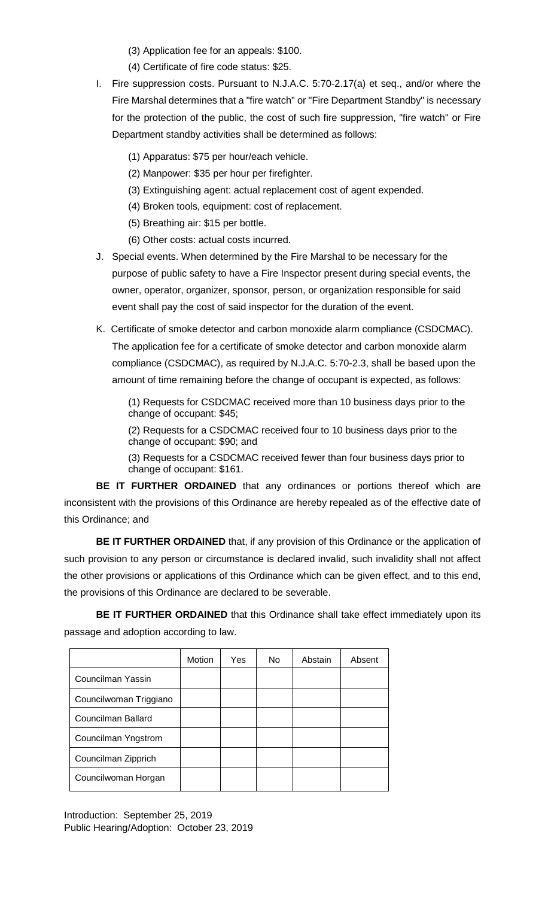(3) Application fee for an appeals: $100.

(4) Certificate of fire code status: $25.

I. Fire suppression costs. Pursuant to N.J.A.C. 5:70-2.17(a) et seq., and/or where the Fire Marshal determines that a "fire watch" or "Fire Department Standby" is necessary for the protection of the public, the cost of such fire suppression, "fire watch" or Fire Department standby activities shall be determined as follows:

(1) Apparatus: $75 per hour/each vehicle.

(2) Manpower: $35 per hour per firefighter.

(3) Extinguishing agent: actual replacement cost of agent expended.

(4) Broken tools, equipment: cost of replacement.

(5) Breathing air: $15 per bottle.

(6) Other costs: actual costs incurred.

J. Special events. When determined by the Fire Marshal to be necessary for the purpose of public safety to have a Fire Inspector present during special events, the owner, operator, organizer, sponsor, person, or organization responsible for said event shall pay the cost of said inspector for the duration of the event.

K. Certificate of smoke detector and carbon monoxide alarm compliance (CSDCMAC). The application fee for a certificate of smoke detector and carbon monoxide alarm compliance (CSDCMAC), as required by N.J.A.C. 5:70-2.3, shall be based upon the amount of time remaining before the change of occupant is expected, as follows:

(1) Requests for CSDCMAC received more than 10 business days prior to the change of occupant: $45;

(2) Requests for a CSDCMAC received four to 10 business days prior to the change of occupant: $90; and

(3) Requests for a CSDCMAC received fewer than four business days prior to change of occupant: $161.

**BE IT FURTHER ORDAINED** that any ordinances or portions thereof which are inconsistent with the provisions of this Ordinance are hereby repealed as of the effective date of this Ordinance; and

**BE IT FURTHER ORDAINED** that, if any provision of this Ordinance or the application of such provision to any person or circumstance is declared invalid, such invalidity shall not affect the other provisions or applications of this Ordinance which can be given effect, and to this end, the provisions of this Ordinance are declared to be severable.

**BE IT FURTHER ORDAINED** that this Ordinance shall take effect immediately upon its passage and adoption according to law.

| | Motion | Yes | No | Abstain | Absent |
|---|---|---|---|---|---|
| Councilman Yassin | | | | | |
| Councilwoman Triggiano | | | | | |
| Councilman Ballard | | | | | |
| Councilman Yngstrom | | | | | |
| Councilman Zipprich | | | | | |
| Councilwoman Horgan | | | | | |

Introduction: September 25, 2019
Public Hearing/Adoption: October 23, 2019